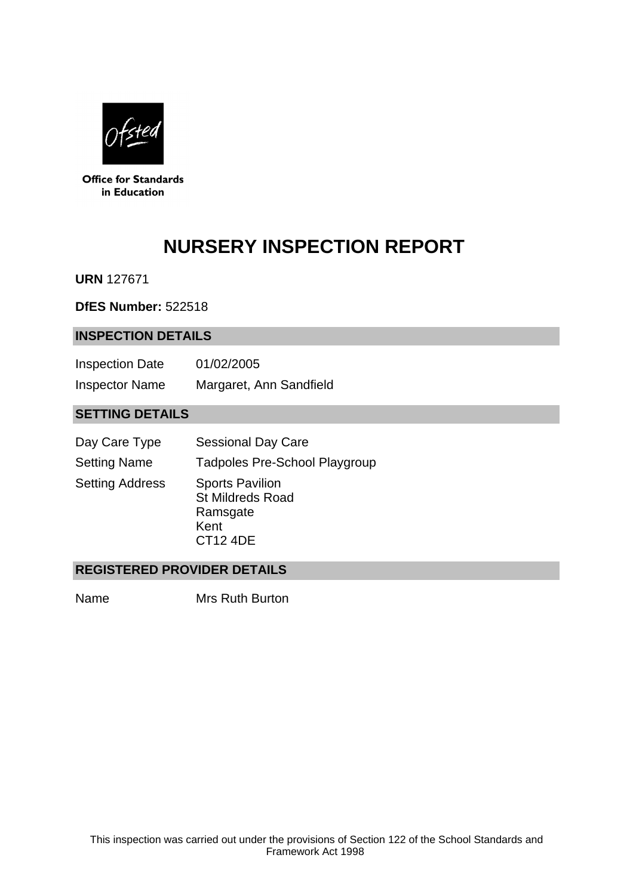Office for Standards in Education

# NURSERY INSPECTION REPORT

**URN** 127671

**DfES Number:** 522518

## INSPECTION DETAILS

| | |
|---|---|
| Inspection Date | 01/02/2005 |
| Inspector Name | Margaret, Ann Sandfield |

## SETTING DETAILS

| | |
|---|---|
| Day Care Type | Sessional Day Care |
| Setting Name | Tadpoles Pre-School Playgroup |
| Setting Address | Sports Pavilion<br>St Mildreds Road<br>Ramsgate<br>Kent<br>CT12 4DE |

## REGISTERED PROVIDER DETAILS

| | |
|---|---|
| Name | Mrs Ruth Burton |

This inspection was carried out under the provisions of Section 122 of the School Standards and Framework Act 1998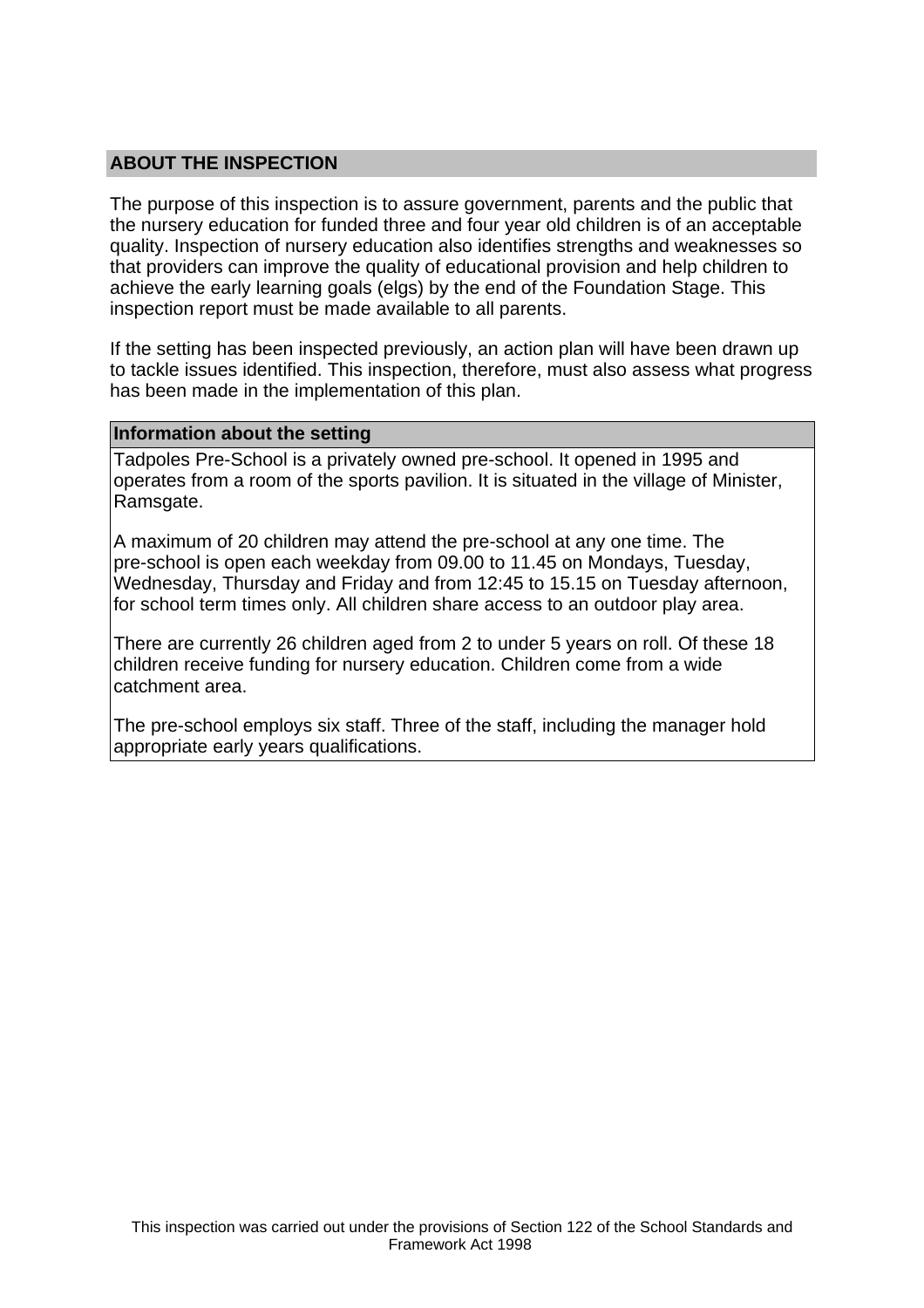## ABOUT THE INSPECTION

The purpose of this inspection is to assure government, parents and the public that the nursery education for funded three and four year old children is of an acceptable quality. Inspection of nursery education also identifies strengths and weaknesses so that providers can improve the quality of educational provision and help children to achieve the early learning goals (elgs) by the end of the Foundation Stage. This inspection report must be made available to all parents.

If the setting has been inspected previously, an action plan will have been drawn up to tackle issues identified. This inspection, therefore, must also assess what progress has been made in the implementation of this plan.

### Information about the setting

Tadpoles Pre-School is a privately owned pre-school. It opened in 1995 and operates from a room of the sports pavilion. It is situated in the village of Minister, Ramsgate.

A maximum of 20 children may attend the pre-school at any one time. The pre-school is open each weekday from 09.00 to 11.45 on Mondays, Tuesday, Wednesday, Thursday and Friday and from 12:45 to 15.15 on Tuesday afternoon, for school term times only. All children share access to an outdoor play area.

There are currently 26 children aged from 2 to under 5 years on roll. Of these 18 children receive funding for nursery education. Children come from a wide catchment area.

The pre-school employs six staff. Three of the staff, including the manager hold appropriate early years qualifications.

This inspection was carried out under the provisions of Section 122 of the School Standards and Framework Act 1998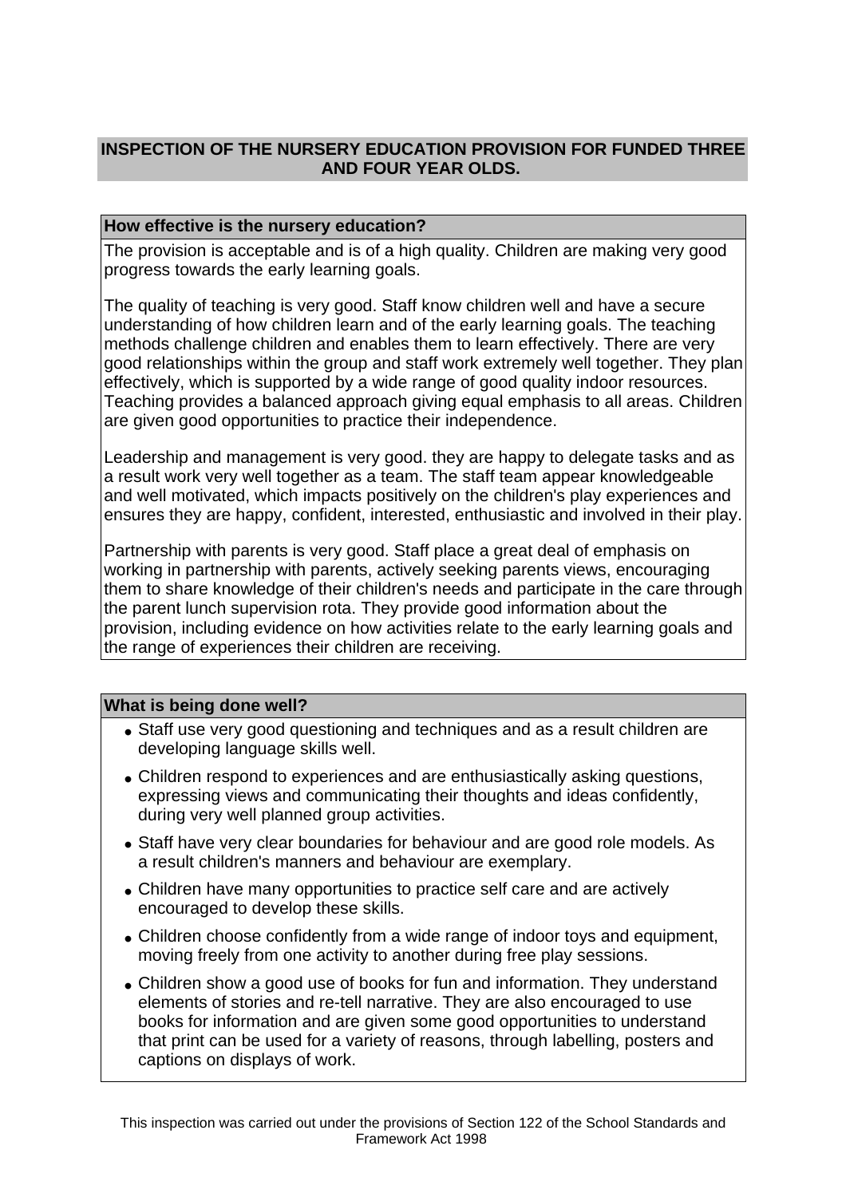## INSPECTION OF THE NURSERY EDUCATION PROVISION FOR FUNDED THREE AND FOUR YEAR OLDS.

### How effective is the nursery education?

The provision is acceptable and is of a high quality. Children are making very good progress towards the early learning goals.

The quality of teaching is very good. Staff know children well and have a secure understanding of how children learn and of the early learning goals. The teaching methods challenge children and enables them to learn effectively. There are very good relationships within the group and staff work extremely well together. They plan effectively, which is supported by a wide range of good quality indoor resources. Teaching provides a balanced approach giving equal emphasis to all areas. Children are given good opportunities to practice their independence.

Leadership and management is very good. they are happy to delegate tasks and as a result work very well together as a team. The staff team appear knowledgeable and well motivated, which impacts positively on the children's play experiences and ensures they are happy, confident, interested, enthusiastic and involved in their play.

Partnership with parents is very good. Staff place a great deal of emphasis on working in partnership with parents, actively seeking parents views, encouraging them to share knowledge of their children's needs and participate in the care through the parent lunch supervision rota. They provide good information about the provision, including evidence on how activities relate to the early learning goals and the range of experiences their children are receiving.

### What is being done well?

- Staff use very good questioning and techniques and as a result children are developing language skills well.
- Children respond to experiences and are enthusiastically asking questions, expressing views and communicating their thoughts and ideas confidently, during very well planned group activities.
- Staff have very clear boundaries for behaviour and are good role models. As a result children's manners and behaviour are exemplary.
- Children have many opportunities to practice self care and are actively encouraged to develop these skills.
- Children choose confidently from a wide range of indoor toys and equipment, moving freely from one activity to another during free play sessions.
- Children show a good use of books for fun and information. They understand elements of stories and re-tell narrative. They are also encouraged to use books for information and are given some good opportunities to understand that print can be used for a variety of reasons, through labelling, posters and captions on displays of work.

This inspection was carried out under the provisions of Section 122 of the School Standards and Framework Act 1998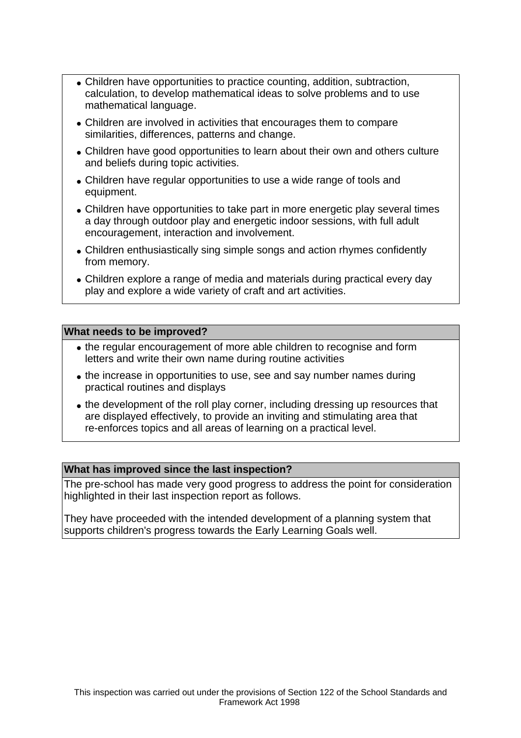- Children have opportunities to practice counting, addition, subtraction, calculation, to develop mathematical ideas to solve problems and to use mathematical language.
- Children are involved in activities that encourages them to compare similarities, differences, patterns and change.
- Children have good opportunities to learn about their own and others culture and beliefs during topic activities.
- Children have regular opportunities to use a wide range of tools and equipment.
- Children have opportunities to take part in more energetic play several times a day through outdoor play and energetic indoor sessions, with full adult encouragement, interaction and involvement.
- Children enthusiastically sing simple songs and action rhymes confidently from memory.
- Children explore a range of media and materials during practical every day play and explore a wide variety of craft and art activities.

**What needs to be improved?**

- the regular encouragement of more able children to recognise and form letters and write their own name during routine activities
- the increase in opportunities to use, see and say number names during practical routines and displays
- the development of the roll play corner, including dressing up resources that are displayed effectively, to provide an inviting and stimulating area that re-enforces topics and all areas of learning on a practical level.

**What has improved since the last inspection?**

The pre-school has made very good progress to address the point for consideration highlighted in their last inspection report as follows.

They have proceeded with the intended development of a planning system that supports children's progress towards the Early Learning Goals well.

This inspection was carried out under the provisions of Section 122 of the School Standards and Framework Act 1998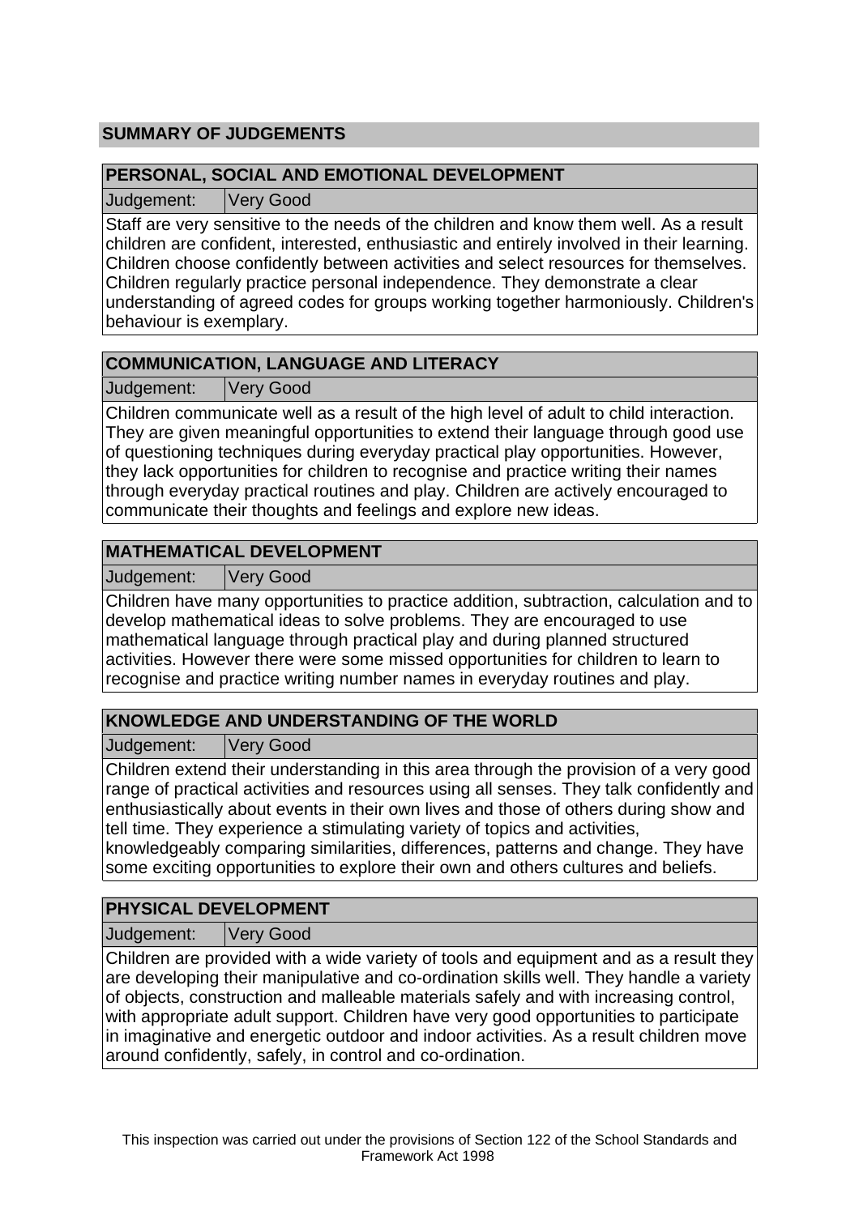## SUMMARY OF JUDGEMENTS

### PERSONAL, SOCIAL AND EMOTIONAL DEVELOPMENT

| Judgement: | Very Good |
|---|---|

Staff are very sensitive to the needs of the children and know them well. As a result children are confident, interested, enthusiastic and entirely involved in their learning. Children choose confidently between activities and select resources for themselves. Children regularly practice personal independence. They demonstrate a clear understanding of agreed codes for groups working together harmoniously. Children's behaviour is exemplary.

### COMMUNICATION, LANGUAGE AND LITERACY

| Judgement: | Very Good |
|---|---|

Children communicate well as a result of the high level of adult to child interaction. They are given meaningful opportunities to extend their language through good use of questioning techniques during everyday practical play opportunities. However, they lack opportunities for children to recognise and practice writing their names through everyday practical routines and play. Children are actively encouraged to communicate their thoughts and feelings and explore new ideas.

### MATHEMATICAL DEVELOPMENT

| Judgement: | Very Good |
|---|---|

Children have many opportunities to practice addition, subtraction, calculation and to develop mathematical ideas to solve problems. They are encouraged to use mathematical language through practical play and during planned structured activities. However there were some missed opportunities for children to learn to recognise and practice writing number names in everyday routines and play.

### KNOWLEDGE AND UNDERSTANDING OF THE WORLD

| Judgement: | Very Good |
|---|---|

Children extend their understanding in this area through the provision of a very good range of practical activities and resources using all senses. They talk confidently and enthusiastically about events in their own lives and those of others during show and tell time. They experience a stimulating variety of topics and activities, knowledgeably comparing similarities, differences, patterns and change. They have some exciting opportunities to explore their own and others cultures and beliefs.

### PHYSICAL DEVELOPMENT

| Judgement: | Very Good |
|---|---|

Children are provided with a wide variety of tools and equipment and as a result they are developing their manipulative and co-ordination skills well. They handle a variety of objects, construction and malleable materials safely and with increasing control, with appropriate adult support. Children have very good opportunities to participate in imaginative and energetic outdoor and indoor activities. As a result children move around confidently, safely, in control and co-ordination.

This inspection was carried out under the provisions of Section 122 of the School Standards and Framework Act 1998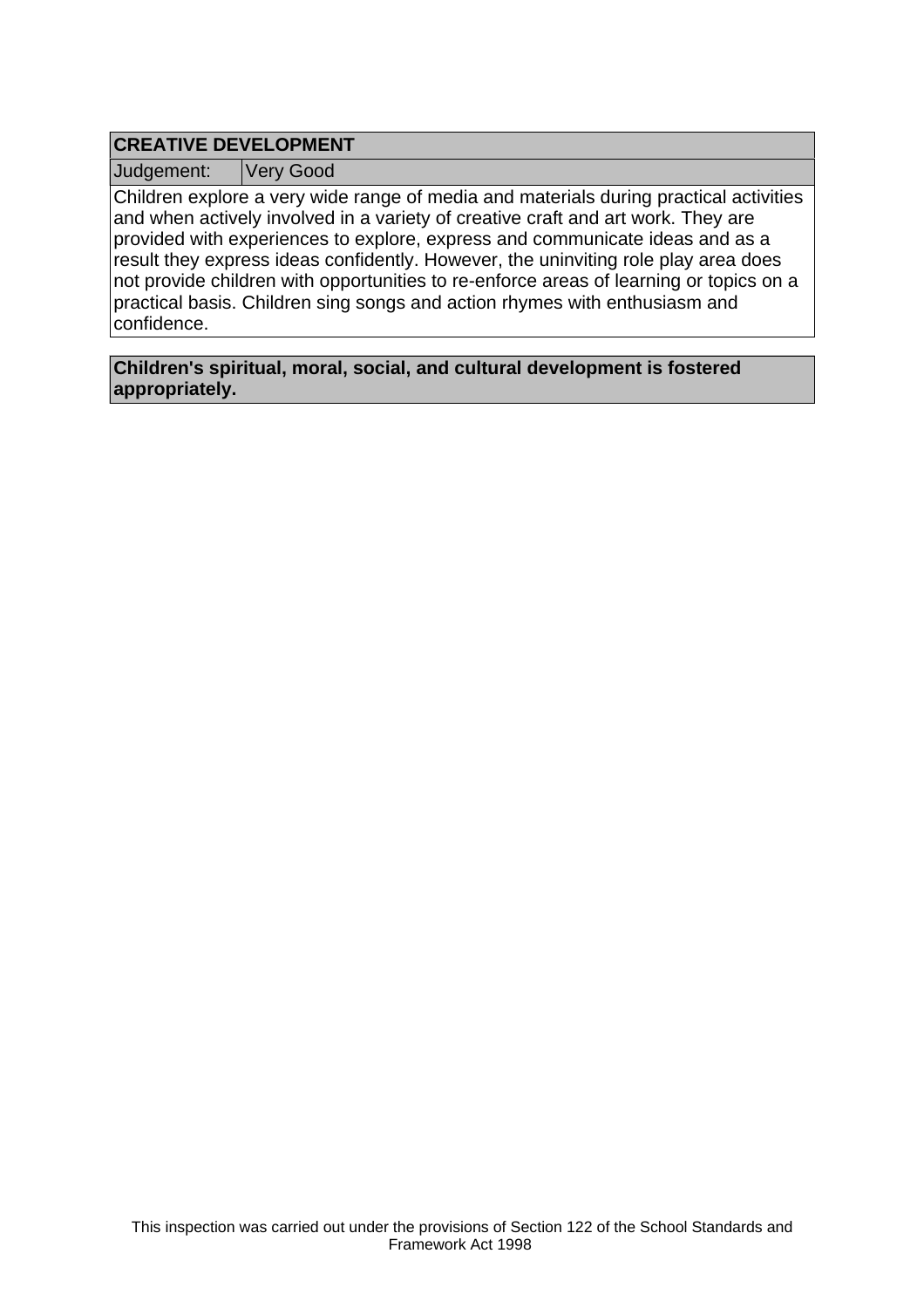## CREATIVE DEVELOPMENT

| Judgement: | Very Good |
| --- | --- |

Children explore a very wide range of media and materials during practical activities and when actively involved in a variety of creative craft and art work. They are provided with experiences to explore, express and communicate ideas and as a result they express ideas confidently. However, the uninviting role play area does not provide children with opportunities to re-enforce areas of learning or topics on a practical basis. Children sing songs and action rhymes with enthusiasm and confidence.

**Children's spiritual, moral, social, and cultural development is fostered appropriately.**

This inspection was carried out under the provisions of Section 122 of the School Standards and Framework Act 1998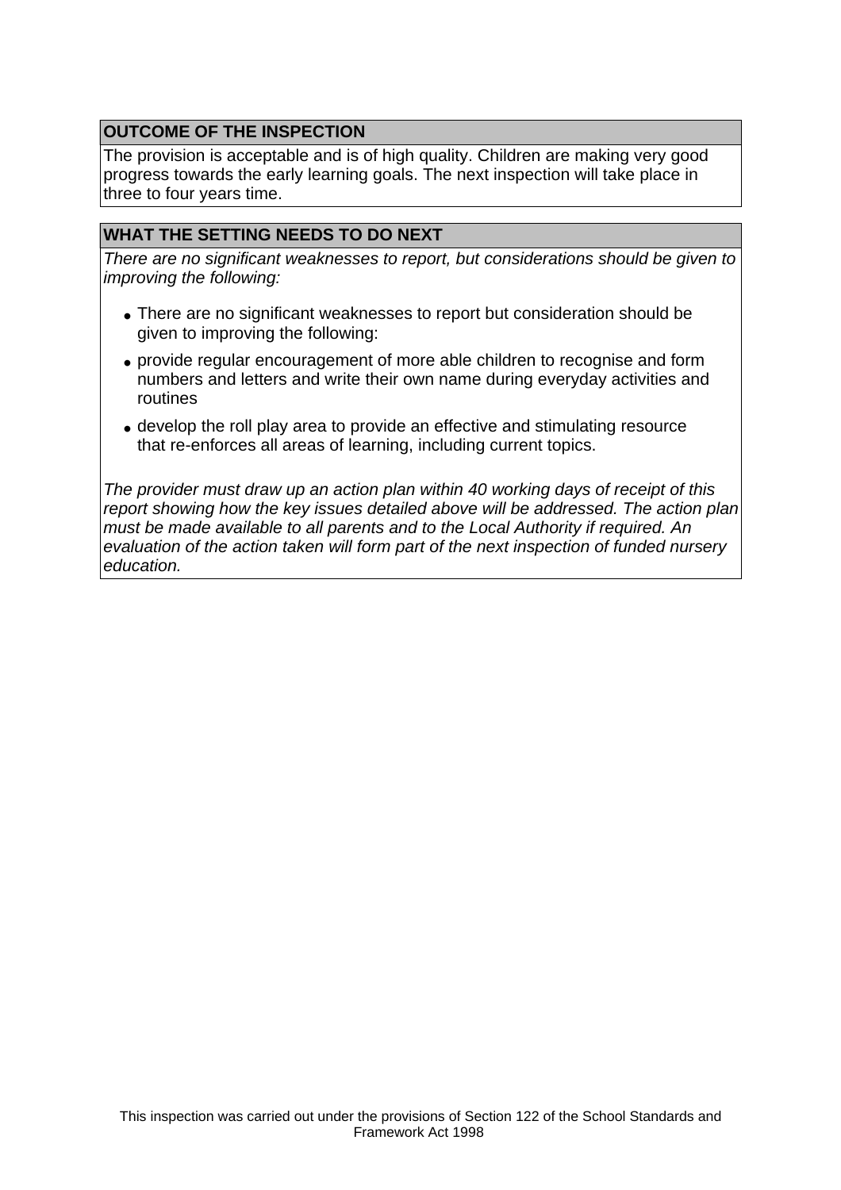## OUTCOME OF THE INSPECTION

The provision is acceptable and is of high quality. Children are making very good progress towards the early learning goals. The next inspection will take place in three to four years time.

## WHAT THE SETTING NEEDS TO DO NEXT

*There are no significant weaknesses to report, but considerations should be given to improving the following:*

- There are no significant weaknesses to report but consideration should be given to improving the following:
- provide regular encouragement of more able children to recognise and form numbers and letters and write their own name during everyday activities and routines
- develop the roll play area to provide an effective and stimulating resource that re-enforces all areas of learning, including current topics.

*The provider must draw up an action plan within 40 working days of receipt of this report showing how the key issues detailed above will be addressed. The action plan must be made available to all parents and to the Local Authority if required. An evaluation of the action taken will form part of the next inspection of funded nursery education.*

This inspection was carried out under the provisions of Section 122 of the School Standards and Framework Act 1998